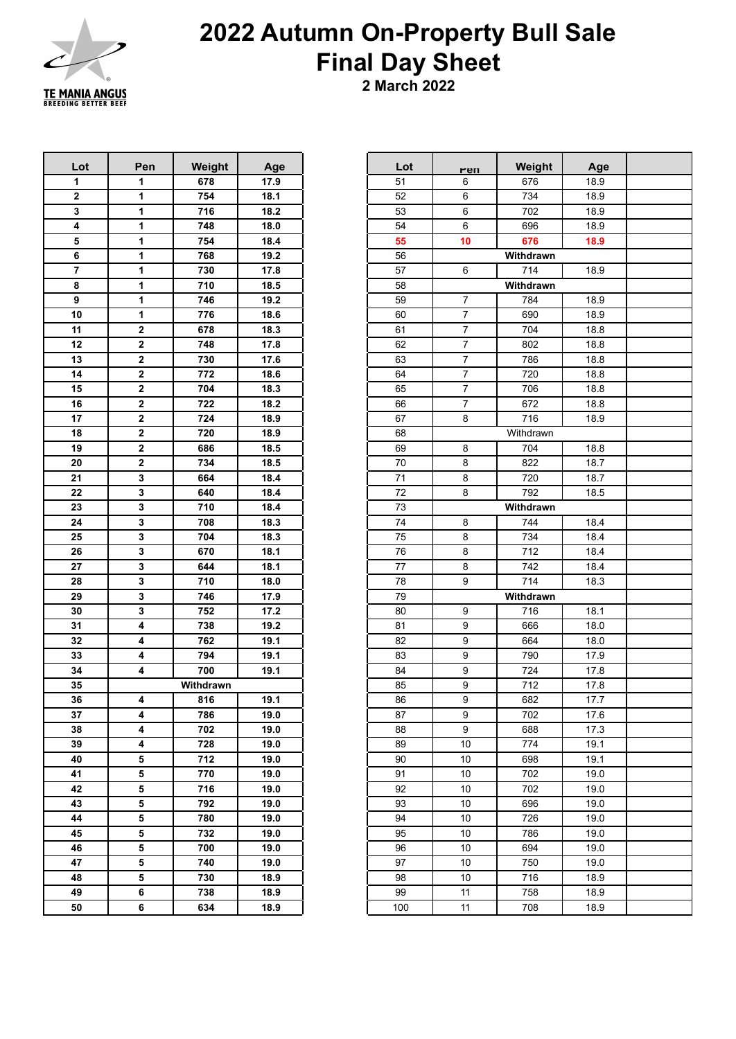# 2022 Autumn On-Property Bull Sale Final Day Sheet

**2 March 2022**

| Lot | Pen | Weight | Age |
|---|---|---|---|
| 1 | 1 | 678 | 17.9 |
| 2 | 1 | 754 | 18.1 |
| 3 | 1 | 716 | 18.2 |
| 4 | 1 | 748 | 18.0 |
| 5 | 1 | 754 | 18.4 |
| 6 | 1 | 768 | 19.2 |
| 7 | 1 | 730 | 17.8 |
| 8 | 1 | 710 | 18.5 |
| 9 | 1 | 746 | 19.2 |
| 10 | 1 | 776 | 18.6 |
| 11 | 2 | 678 | 18.3 |
| 12 | 2 | 748 | 17.8 |
| 13 | 2 | 730 | 17.6 |
| 14 | 2 | 772 | 18.6 |
| 15 | 2 | 704 | 18.3 |
| 16 | 2 | 722 | 18.2 |
| 17 | 2 | 724 | 18.9 |
| 18 | 2 | 720 | 18.9 |
| 19 | 2 | 686 | 18.5 |
| 20 | 2 | 734 | 18.5 |
| 21 | 3 | 664 | 18.4 |
| 22 | 3 | 640 | 18.4 |
| 23 | 3 | 710 | 18.4 |
| 24 | 3 | 708 | 18.3 |
| 25 | 3 | 704 | 18.3 |
| 26 | 3 | 670 | 18.1 |
| 27 | 3 | 644 | 18.1 |
| 28 | 3 | 710 | 18.0 |
| 29 | 3 | 746 | 17.9 |
| 30 | 3 | 752 | 17.2 |
| 31 | 4 | 738 | 19.2 |
| 32 | 4 | 762 | 19.1 |
| 33 | 4 | 794 | 19.1 |
| 34 | 4 | 700 | 19.1 |
| 35 | Withdrawn | | |
| 36 | 4 | 816 | 19.1 |
| 37 | 4 | 786 | 19.0 |
| 38 | 4 | 702 | 19.0 |
| 39 | 4 | 728 | 19.0 |
| 40 | 5 | 712 | 19.0 |
| 41 | 5 | 770 | 19.0 |
| 42 | 5 | 716 | 19.0 |
| 43 | 5 | 792 | 19.0 |
| 44 | 5 | 780 | 19.0 |
| 45 | 5 | 732 | 19.0 |
| 46 | 5 | 700 | 19.0 |
| 47 | 5 | 740 | 19.0 |
| 48 | 5 | 730 | 18.9 |
| 49 | 6 | 738 | 18.9 |
| 50 | 6 | 634 | 18.9 |
| 51 | 6 | 676 | 18.9 |
| 52 | 6 | 734 | 18.9 |
| 53 | 6 | 702 | 18.9 |
| 54 | 6 | 696 | 18.9 |
| 55 | 10 | 676 | 18.9 |
| 56 | Withdrawn | | |
| 57 | 6 | 714 | 18.9 |
| 58 | Withdrawn | | |
| 59 | 7 | 784 | 18.9 |
| 60 | 7 | 690 | 18.9 |
| 61 | 7 | 704 | 18.8 |
| 62 | 7 | 802 | 18.8 |
| 63 | 7 | 786 | 18.8 |
| 64 | 7 | 720 | 18.8 |
| 65 | 7 | 706 | 18.8 |
| 66 | 7 | 672 | 18.8 |
| 67 | 8 | 716 | 18.9 |
| 68 | Withdrawn | | |
| 69 | 8 | 704 | 18.8 |
| 70 | 8 | 822 | 18.7 |
| 71 | 8 | 720 | 18.7 |
| 72 | 8 | 792 | 18.5 |
| 73 | Withdrawn | | |
| 74 | 8 | 744 | 18.4 |
| 75 | 8 | 734 | 18.4 |
| 76 | 8 | 712 | 18.4 |
| 77 | 8 | 742 | 18.4 |
| 78 | 9 | 714 | 18.3 |
| 79 | Withdrawn | | |
| 80 | 9 | 716 | 18.1 |
| 81 | 9 | 666 | 18.0 |
| 82 | 9 | 664 | 18.0 |
| 83 | 9 | 790 | 17.9 |
| 84 | 9 | 724 | 17.8 |
| 85 | 9 | 712 | 17.8 |
| 86 | 9 | 682 | 17.7 |
| 87 | 9 | 702 | 17.6 |
| 88 | 9 | 688 | 17.3 |
| 89 | 10 | 774 | 19.1 |
| 90 | 10 | 698 | 19.1 |
| 91 | 10 | 702 | 19.0 |
| 92 | 10 | 702 | 19.0 |
| 93 | 10 | 696 | 19.0 |
| 94 | 10 | 726 | 19.0 |
| 95 | 10 | 786 | 19.0 |
| 96 | 10 | 694 | 19.0 |
| 97 | 10 | 750 | 19.0 |
| 98 | 10 | 716 | 18.9 |
| 99 | 11 | 758 | 18.9 |
| 100 | 11 | 708 | 18.9 |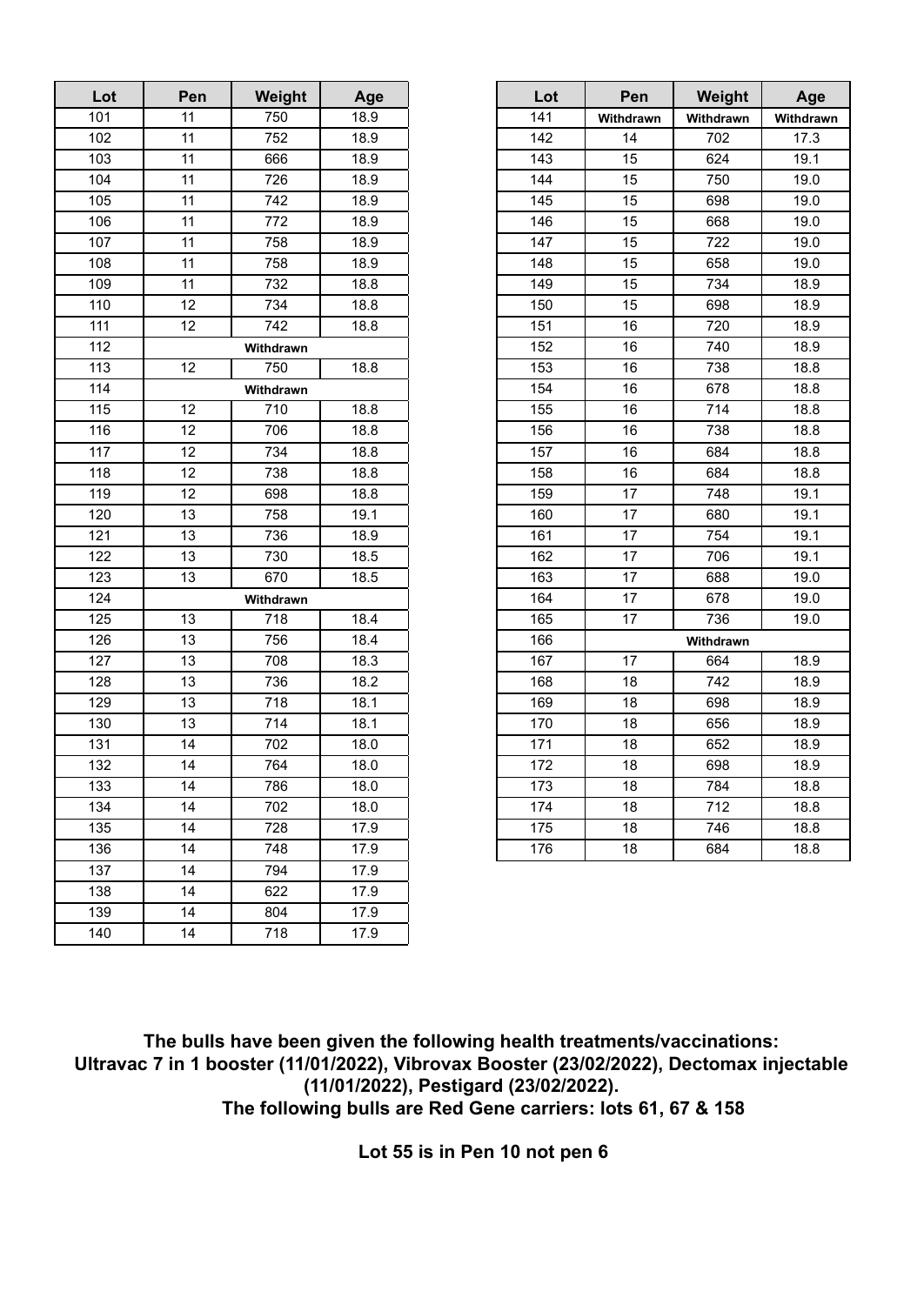| Lot | Pen | Weight | Age |
|---|---|---|---|
| 101 | 11 | 750 | 18.9 |
| 102 | 11 | 752 | 18.9 |
| 103 | 11 | 666 | 18.9 |
| 104 | 11 | 726 | 18.9 |
| 105 | 11 | 742 | 18.9 |
| 106 | 11 | 772 | 18.9 |
| 107 | 11 | 758 | 18.9 |
| 108 | 11 | 758 | 18.9 |
| 109 | 11 | 732 | 18.8 |
| 110 | 12 | 734 | 18.8 |
| 111 | 12 | 742 | 18.8 |
| 112 | Withdrawn | | |
| 113 | 12 | 750 | 18.8 |
| 114 | Withdrawn | | |
| 115 | 12 | 710 | 18.8 |
| 116 | 12 | 706 | 18.8 |
| 117 | 12 | 734 | 18.8 |
| 118 | 12 | 738 | 18.8 |
| 119 | 12 | 698 | 18.8 |
| 120 | 13 | 758 | 19.1 |
| 121 | 13 | 736 | 18.9 |
| 122 | 13 | 730 | 18.5 |
| 123 | 13 | 670 | 18.5 |
| 124 | Withdrawn | | |
| 125 | 13 | 718 | 18.4 |
| 126 | 13 | 756 | 18.4 |
| 127 | 13 | 708 | 18.3 |
| 128 | 13 | 736 | 18.2 |
| 129 | 13 | 718 | 18.1 |
| 130 | 13 | 714 | 18.1 |
| 131 | 14 | 702 | 18.0 |
| 132 | 14 | 764 | 18.0 |
| 133 | 14 | 786 | 18.0 |
| 134 | 14 | 702 | 18.0 |
| 135 | 14 | 728 | 17.9 |
| 136 | 14 | 748 | 17.9 |
| 137 | 14 | 794 | 17.9 |
| 138 | 14 | 622 | 17.9 |
| 139 | 14 | 804 | 17.9 |
| 140 | 14 | 718 | 17.9 |

| Lot | Pen | Weight | Age |
|---|---|---|---|
| 141 | Withdrawn | Withdrawn | Withdrawn |
| 142 | 14 | 702 | 17.3 |
| 143 | 15 | 624 | 19.1 |
| 144 | 15 | 750 | 19.0 |
| 145 | 15 | 698 | 19.0 |
| 146 | 15 | 668 | 19.0 |
| 147 | 15 | 722 | 19.0 |
| 148 | 15 | 658 | 19.0 |
| 149 | 15 | 734 | 18.9 |
| 150 | 15 | 698 | 18.9 |
| 151 | 16 | 720 | 18.9 |
| 152 | 16 | 740 | 18.9 |
| 153 | 16 | 738 | 18.8 |
| 154 | 16 | 678 | 18.8 |
| 155 | 16 | 714 | 18.8 |
| 156 | 16 | 738 | 18.8 |
| 157 | 16 | 684 | 18.8 |
| 158 | 16 | 684 | 18.8 |
| 159 | 17 | 748 | 19.1 |
| 160 | 17 | 680 | 19.1 |
| 161 | 17 | 754 | 19.1 |
| 162 | 17 | 706 | 19.1 |
| 163 | 17 | 688 | 19.0 |
| 164 | 17 | 678 | 19.0 |
| 165 | 17 | 736 | 19.0 |
| 166 | Withdrawn | | |
| 167 | 17 | 664 | 18.9 |
| 168 | 18 | 742 | 18.9 |
| 169 | 18 | 698 | 18.9 |
| 170 | 18 | 656 | 18.9 |
| 171 | 18 | 652 | 18.9 |
| 172 | 18 | 698 | 18.9 |
| 173 | 18 | 784 | 18.8 |
| 174 | 18 | 712 | 18.8 |
| 175 | 18 | 746 | 18.8 |
| 176 | 18 | 684 | 18.8 |

**The bulls have been given the following health treatments/vaccinations: Ultravac 7 in 1 booster (11/01/2022), Vibrovax Booster (23/02/2022), Dectomax injectable (11/01/2022), Pestigard (23/02/2022).**

**The following bulls are Red Gene carriers: lots 61, 67 & 158**

**Lot 55 is in Pen 10 not pen 6**